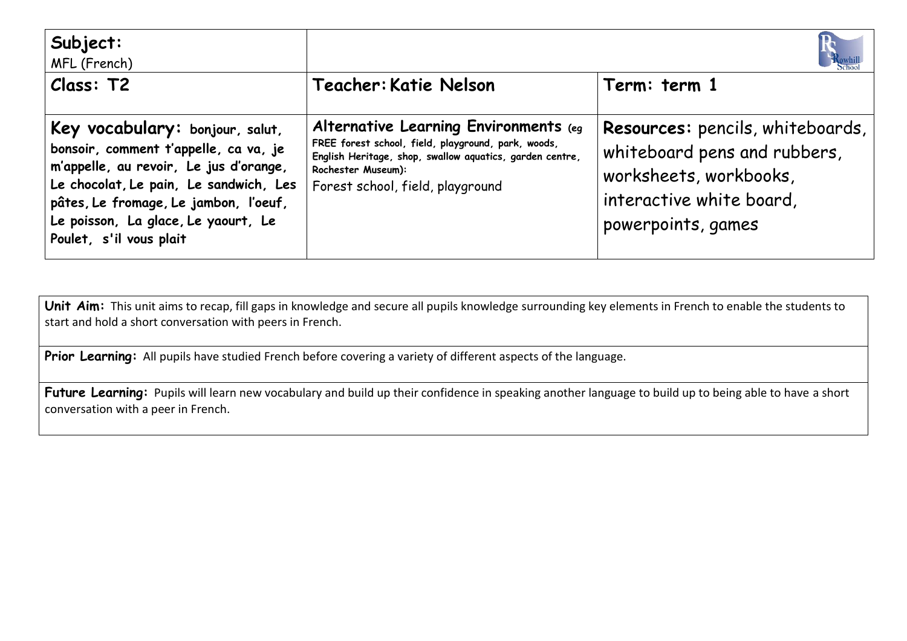| **Subject:** MFL (French) | | |
|---|---|---|
| **Class: T2** | **Teacher: Katie Nelson** | **Term: term 1** |
| **Key vocabulary: bonjour, salut, bonsoir, comment t'appelle, ca va, je m'appelle, au revoir, Le jus d'orange, Le chocolat, Le pain, Le sandwich, Les pâtes, Le fromage, Le jambon, l'oeuf, Le poisson, La glace, Le yaourt, Le Poulet, s'il vous plait** | **Alternative Learning Environments** (eg FREE forest school, field, playground, park, woods, English Heritage, shop, swallow aquatics, garden centre, Rochester Museum): Forest school, field, playground | **Resources:** pencils, whiteboards, whiteboard pens and rubbers, worksheets, workbooks, interactive white board, powerpoints, games |

**Unit Aim:** This unit aims to recap, fill gaps in knowledge and secure all pupils knowledge surrounding key elements in French to enable the students to start and hold a short conversation with peers in French.

**Prior Learning:** All pupils have studied French before covering a variety of different aspects of the language.

**Future Learning:** Pupils will learn new vocabulary and build up their confidence in speaking another language to build up to being able to have a short conversation with a peer in French.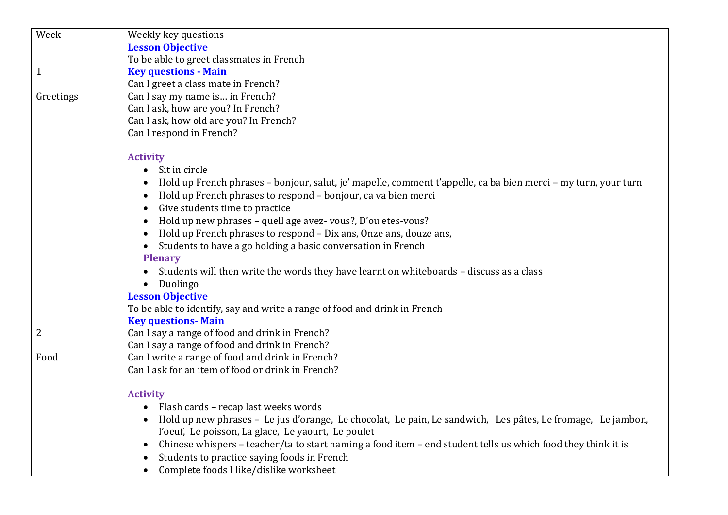| Week | Weekly key questions |
| --- | --- |
| 1<br><br>Greetings | **Lesson Objective**<br>To be able to greet classmates in French<br>**Key questions - Main**<br>Can I greet a class mate in French?<br>Can I say my name is… in French?<br>Can I ask, how are you? In French?<br>Can I ask, how old are you? In French?<br>Can I respond in French?<br><br>**Activity**<br>• Sit in circle<br>• Hold up French phrases – bonjour, salut, je' mapelle, comment t'appelle, ca ba bien merci – my turn, your turn<br>• Hold up French phrases to respond – bonjour, ca va bien merci<br>• Give students time to practice<br>• Hold up new phrases – quell age avez- vous?, D'ou etes-vous?<br>• Hold up French phrases to respond – Dix ans, Onze ans, douze ans,<br>• Students to have a go holding a basic conversation in French<br>**Plenary**<br>• Students will then write the words they have learnt on whiteboards – discuss as a class<br>• Duolingo |
| 2<br><br>Food | **Lesson Objective**<br>To be able to identify, say and write a range of food and drink in French<br>**Key questions- Main**<br>Can I say a range of food and drink in French?<br>Can I say a range of food and drink in French?<br>Can I write a range of food and drink in French?<br>Can I ask for an item of food or drink in French?<br><br>**Activity**<br>• Flash cards – recap last weeks words<br>• Hold up new phrases – Le jus d'orange, Le chocolat, Le pain, Le sandwich, Les pâtes, Le fromage, Le jambon, l'oeuf, Le poisson, La glace, Le yaourt, Le poulet<br>• Chinese whispers – teacher/ta to start naming a food item – end student tells us which food they think it is<br>• Students to practice saying foods in French<br>• Complete foods I like/dislike worksheet |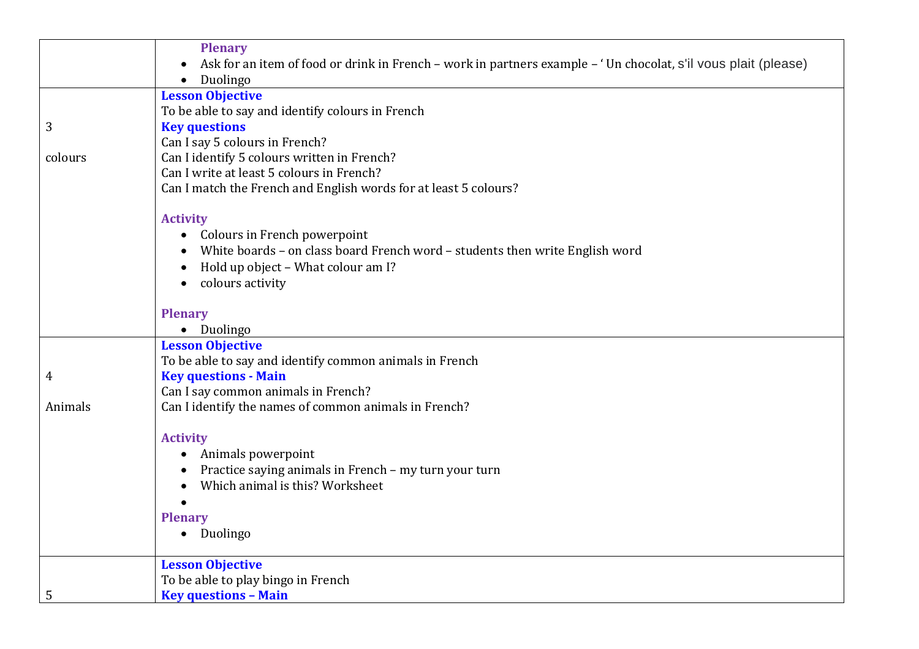| | |
|---|---|
| | **Plenary**<br>• Ask for an item of food or drink in French – work in partners example – ' Un chocolat, s'il vous plait (please)<br>• Duolingo |
| 3<br><br>colours | **Lesson Objective**<br>To be able to say and identify colours in French<br>**Key questions**<br>Can I say 5 colours in French?<br>Can I identify 5 colours written in French?<br>Can I write at least 5 colours in French?<br>Can I match the French and English words for at least 5 colours?<br><br>**Activity**<br>• Colours in French powerpoint<br>• White boards – on class board French word – students then write English word<br>• Hold up object – What colour am I?<br>• colours activity<br><br>**Plenary**<br>• Duolingo |
| 4<br><br>Animals | **Lesson Objective**<br>To be able to say and identify common animals in French<br>**Key questions - Main**<br>Can I say common animals in French?<br>Can I identify the names of common animals in French?<br><br>**Activity**<br>• Animals powerpoint<br>• Practice saying animals in French – my turn your turn<br>• Which animal is this? Worksheet<br>•<br>**Plenary**<br>• Duolingo |
| 5 | **Lesson Objective**<br>To be able to play bingo in French<br>**Key questions – Main** |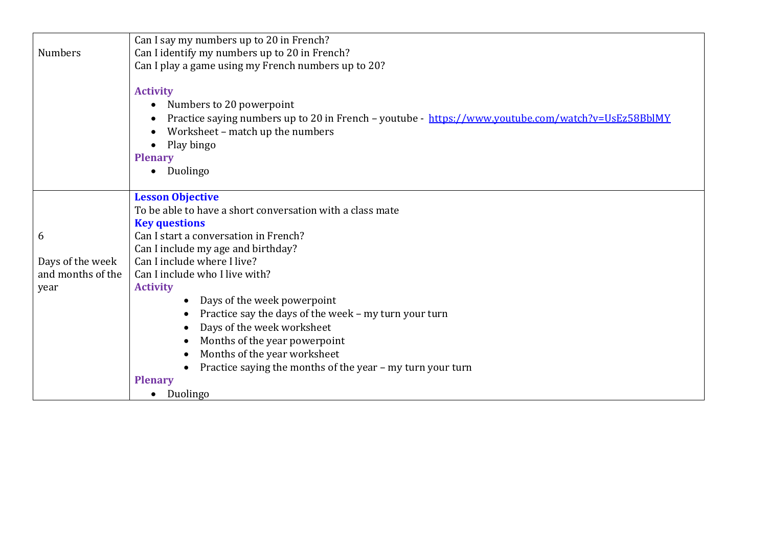| | |
|---|---|
| Numbers | Can I say my numbers up to 20 in French?<br>Can I identify my numbers up to 20 in French?<br>Can I play a game using my French numbers up to 20?<br><br>**Activity**<br>• Numbers to 20 powerpoint<br>• Practice saying numbers up to 20 in French – youtube - https://www.youtube.com/watch?v=UsEz58BblMY<br>• Worksheet – match up the numbers<br>• Play bingo<br>**Plenary**<br>• Duolingo |
| 6<br><br>Days of the week and months of the year | **Lesson Objective**<br>To be able to have a short conversation with a class mate<br>**Key questions**<br>Can I start a conversation in French?<br>Can I include my age and birthday?<br>Can I include where I live?<br>Can I include who I live with?<br>**Activity**<br>• Days of the week powerpoint<br>• Practice say the days of the week – my turn your turn<br>• Days of the week worksheet<br>• Months of the year powerpoint<br>• Months of the year worksheet<br>• Practice saying the months of the year – my turn your turn<br>**Plenary**<br>• Duolingo |